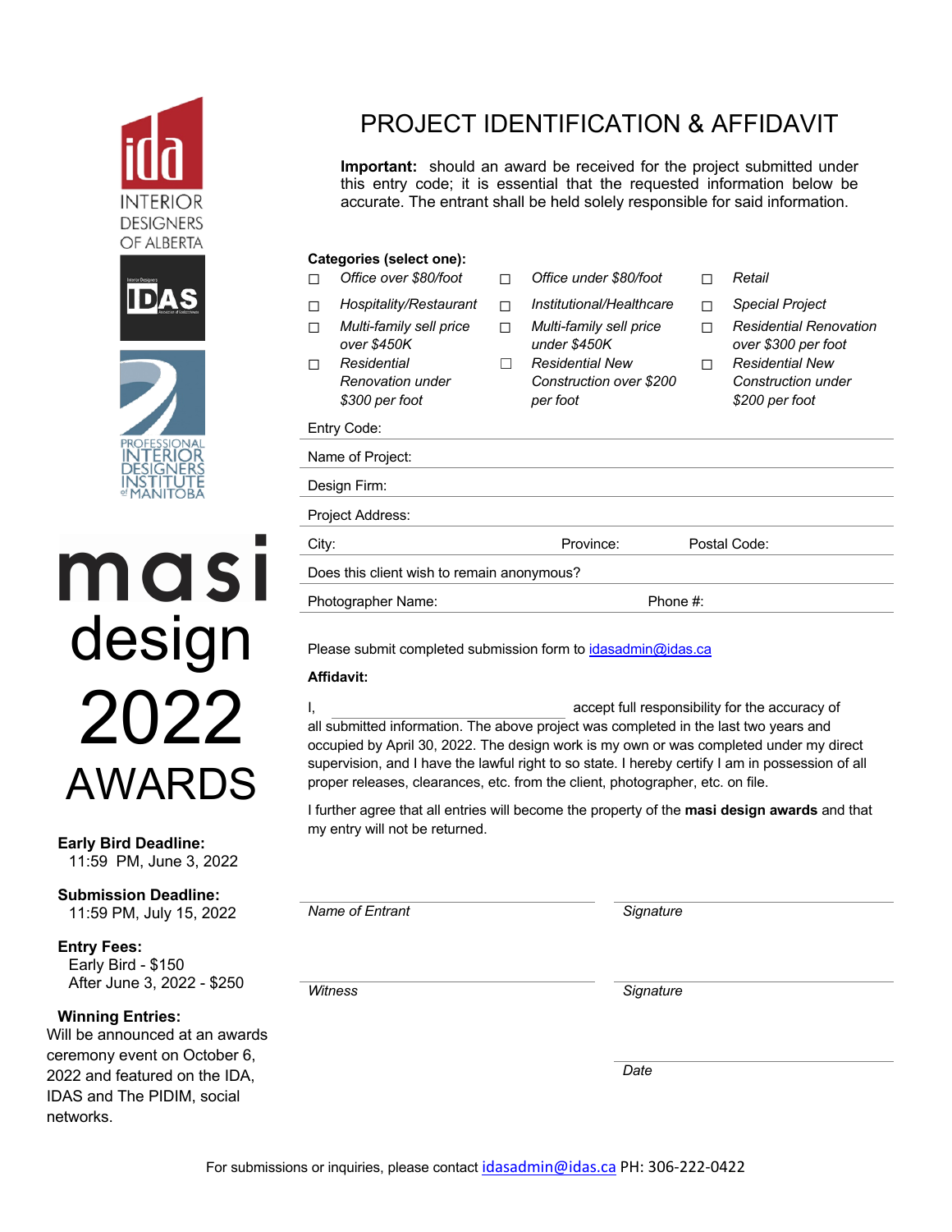INTERIOR DESIGNERS OF ALBERTA

IDAS

PROFESSIONAL INTERIOR DESIGNERS INSTITUTE of MANITOBA

# masi design 2022 AWARDS

**Early Bird Deadline:**
11:59 PM, June 3, 2022

**Submission Deadline:**
11:59 PM, July 15, 2022

**Entry Fees:**
Early Bird - $150
After June 3, 2022 - $250

**Winning Entries:**
Will be announced at an awards ceremony event on October 6, 2022 and featured on the IDA, IDAS and The PIDIM, social networks.

# PROJECT IDENTIFICATION & AFFIDAVIT

**Important:** should an award be received for the project submitted under this entry code; it is essential that the requested information below be accurate. The entrant shall be held solely responsible for said information.

**Categories (select one):**

- ☐ *Office over $80/foot*
- ☐ *Office under $80/foot*
- ☐ *Retail*
- ☐ *Hospitality/Restaurant*
- ☐ *Institutional/Healthcare*
- ☐ *Special Project*
- ☐ *Multi-family sell price over $450K*
- ☐ *Multi-family sell price under $450K*
- ☐ *Residential Renovation over $300 per foot*
- ☐ *Residential Renovation under $300 per foot*
- ☐ *Residential New Construction over $200 per foot*
- ☐ *Residential New Construction under $200 per foot*

Entry Code: ______________________

Name of Project: ______________________

Design Firm: ______________________

Project Address: ______________________

City: ____________ Province: ____________ Postal Code: ____________

Does this client wish to remain anonymous? ______________________

Photographer Name: ____________ Phone #: ____________

Please submit completed submission form to idasadmin@idas.ca

**Affidavit:**

I, ______________________ accept full responsibility for the accuracy of all submitted information. The above project was completed in the last two years and occupied by April 30, 2022. The design work is my own or was completed under my direct supervision, and I have the lawful right to so state. I hereby certify I am in possession of all proper releases, clearances, etc. from the client, photographer, etc. on file.

I further agree that all entries will become the property of the **masi design awards** and that my entry will not be returned.

______________________ ______________________
*Name of Entrant* *Signature*

______________________ ______________________
*Witness* *Signature*

______________________
*Date*

For submissions or inquiries, please contact idasadmin@idas.ca PH: 306-222-0422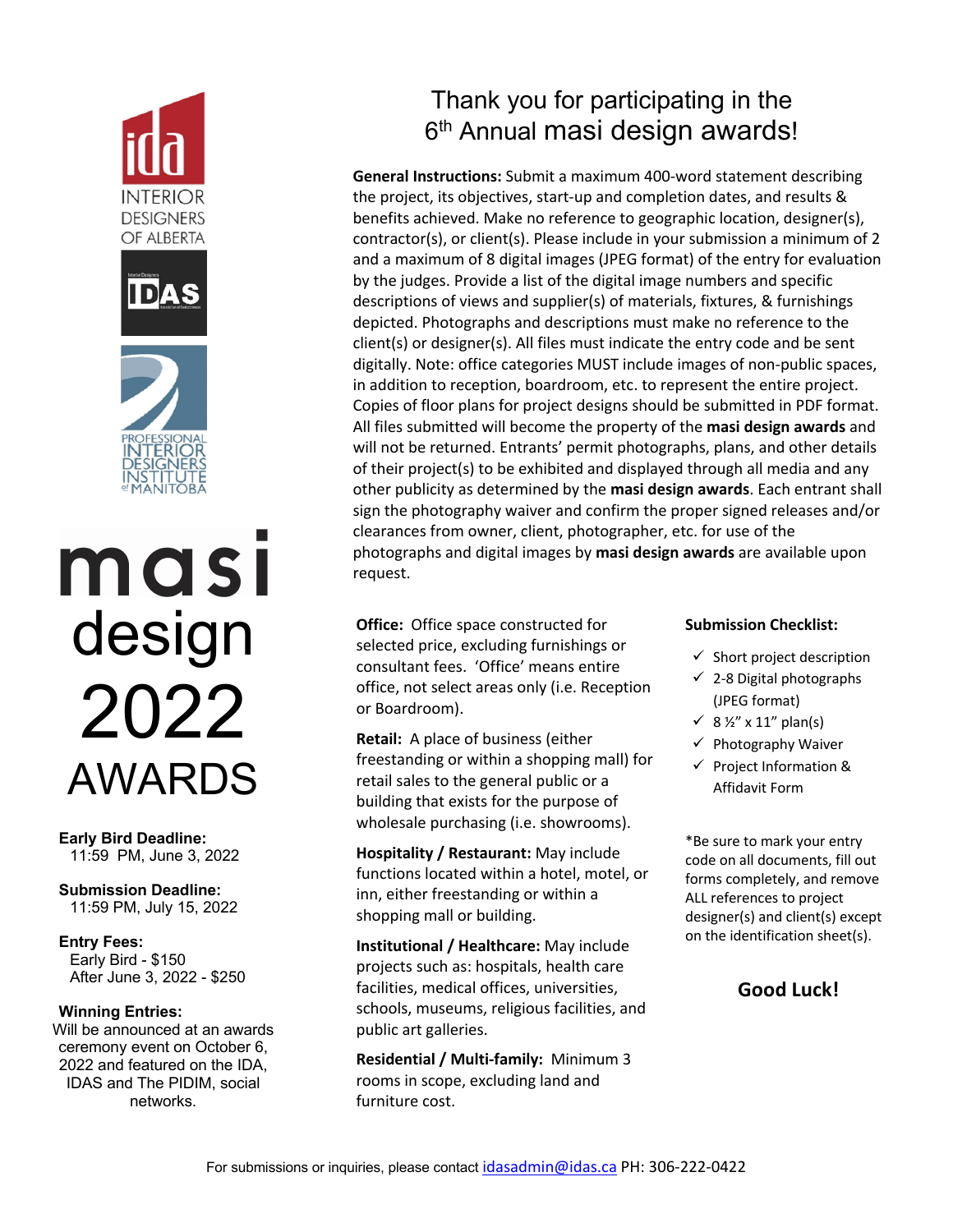ida
INTERIOR DESIGNERS OF ALBERTA

IDAS

PROFESSIONAL INTERIOR DESIGNERS INSTITUTE of MANITOBA

# masi design 2022 AWARDS

**Early Bird Deadline:**
11:59 PM, June 3, 2022

**Submission Deadline:**
11:59 PM, July 15, 2022

**Entry Fees:**
Early Bird - $150
After June 3, 2022 - $250

**Winning Entries:**
Will be announced at an awards ceremony event on October 6, 2022 and featured on the IDA, IDAS and The PIDIM, social networks.

## Thank you for participating in the 6th Annual masi design awards!

**General Instructions:** Submit a maximum 400-word statement describing the project, its objectives, start-up and completion dates, and results & benefits achieved. Make no reference to geographic location, designer(s), contractor(s), or client(s). Please include in your submission a minimum of 2 and a maximum of 8 digital images (JPEG format) of the entry for evaluation by the judges. Provide a list of the digital image numbers and specific descriptions of views and supplier(s) of materials, fixtures, & furnishings depicted. Photographs and descriptions must make no reference to the client(s) or designer(s). All files must indicate the entry code and be sent digitally. Note: office categories MUST include images of non-public spaces, in addition to reception, boardroom, etc. to represent the entire project. Copies of floor plans for project designs should be submitted in PDF format. All files submitted will become the property of the **masi design awards** and will not be returned. Entrants' permit photographs, plans, and other details of their project(s) to be exhibited and displayed through all media and any other publicity as determined by the **masi design awards**. Each entrant shall sign the photography waiver and confirm the proper signed releases and/or clearances from owner, client, photographer, etc. for use of the photographs and digital images by **masi design awards** are available upon request.

**Office:** Office space constructed for selected price, excluding furnishings or consultant fees. 'Office' means entire office, not select areas only (i.e. Reception or Boardroom).

**Retail:** A place of business (either freestanding or within a shopping mall) for retail sales to the general public or a building that exists for the purpose of wholesale purchasing (i.e. showrooms).

**Hospitality / Restaurant:** May include functions located within a hotel, motel, or inn, either freestanding or within a shopping mall or building.

**Institutional / Healthcare:** May include projects such as: hospitals, health care facilities, medical offices, universities, schools, museums, religious facilities, and public art galleries.

**Residential / Multi-family:** Minimum 3 rooms in scope, excluding land and furniture cost.

**Submission Checklist:**

- ✓ Short project description
- ✓ 2-8 Digital photographs (JPEG format)
- ✓ 8 ½" x 11" plan(s)
- ✓ Photography Waiver
- ✓ Project Information & Affidavit Form

*Be sure to mark your entry code on all documents, fill out forms completely, and remove ALL references to project designer(s) and client(s) except on the identification sheet(s).

**Good Luck!**

For submissions or inquiries, please contact idasadmin@idas.ca PH: 306-222-0422